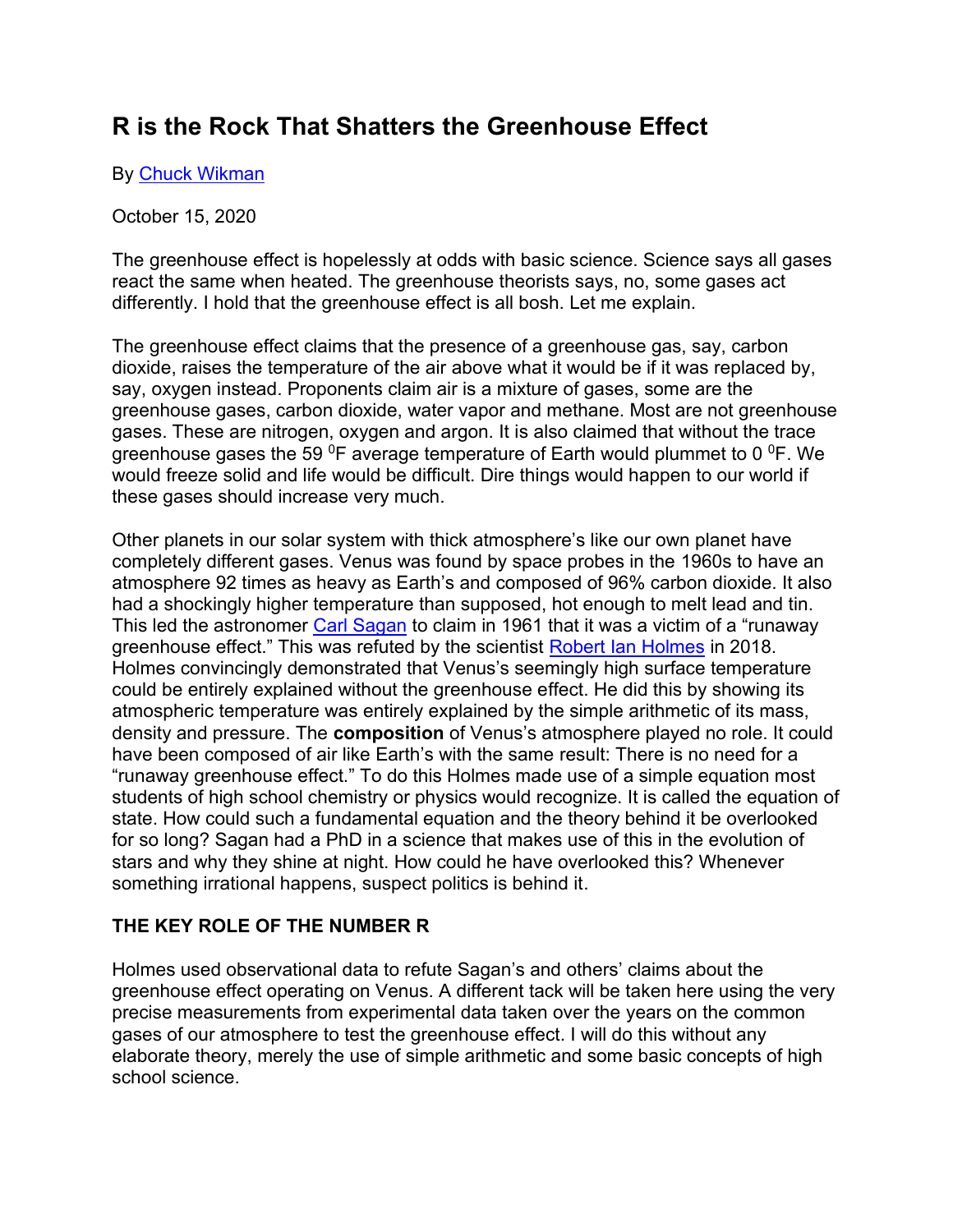# R is the Rock That Shatters the Greenhouse Effect

By Chuck Wikman

October 15, 2020

The greenhouse effect is hopelessly at odds with basic science. Science says all gases react the same when heated. The greenhouse theorists says, no, some gases act differently. I hold that the greenhouse effect is all bosh. Let me explain.

The greenhouse effect claims that the presence of a greenhouse gas, say, carbon dioxide, raises the temperature of the air above what it would be if it was replaced by, say, oxygen instead. Proponents claim air is a mixture of gases, some are the greenhouse gases, carbon dioxide, water vapor and methane. Most are not greenhouse gases. These are nitrogen, oxygen and argon. It is also claimed that without the trace greenhouse gases the 59 $^0$F average temperature of Earth would plummet to 0 $^0$F. We would freeze solid and life would be difficult. Dire things would happen to our world if these gases should increase very much.

Other planets in our solar system with thick atmosphere's like our own planet have completely different gases. Venus was found by space probes in the 1960s to have an atmosphere 92 times as heavy as Earth's and composed of 96% carbon dioxide. It also had a shockingly higher temperature than supposed, hot enough to melt lead and tin. This led the astronomer Carl Sagan to claim in 1961 that it was a victim of a "runaway greenhouse effect." This was refuted by the scientist Robert Ian Holmes in 2018. Holmes convincingly demonstrated that Venus's seemingly high surface temperature could be entirely explained without the greenhouse effect. He did this by showing its atmospheric temperature was entirely explained by the simple arithmetic of its mass, density and pressure. The **composition** of Venus's atmosphere played no role. It could have been composed of air like Earth's with the same result: There is no need for a "runaway greenhouse effect." To do this Holmes made use of a simple equation most students of high school chemistry or physics would recognize. It is called the equation of state. How could such a fundamental equation and the theory behind it be overlooked for so long? Sagan had a PhD in a science that makes use of this in the evolution of stars and why they shine at night. How could he have overlooked this? Whenever something irrational happens, suspect politics is behind it.

## THE KEY ROLE OF THE NUMBER R

Holmes used observational data to refute Sagan's and others' claims about the greenhouse effect operating on Venus. A different tack will be taken here using the very precise measurements from experimental data taken over the years on the common gases of our atmosphere to test the greenhouse effect. I will do this without any elaborate theory, merely the use of simple arithmetic and some basic concepts of high school science.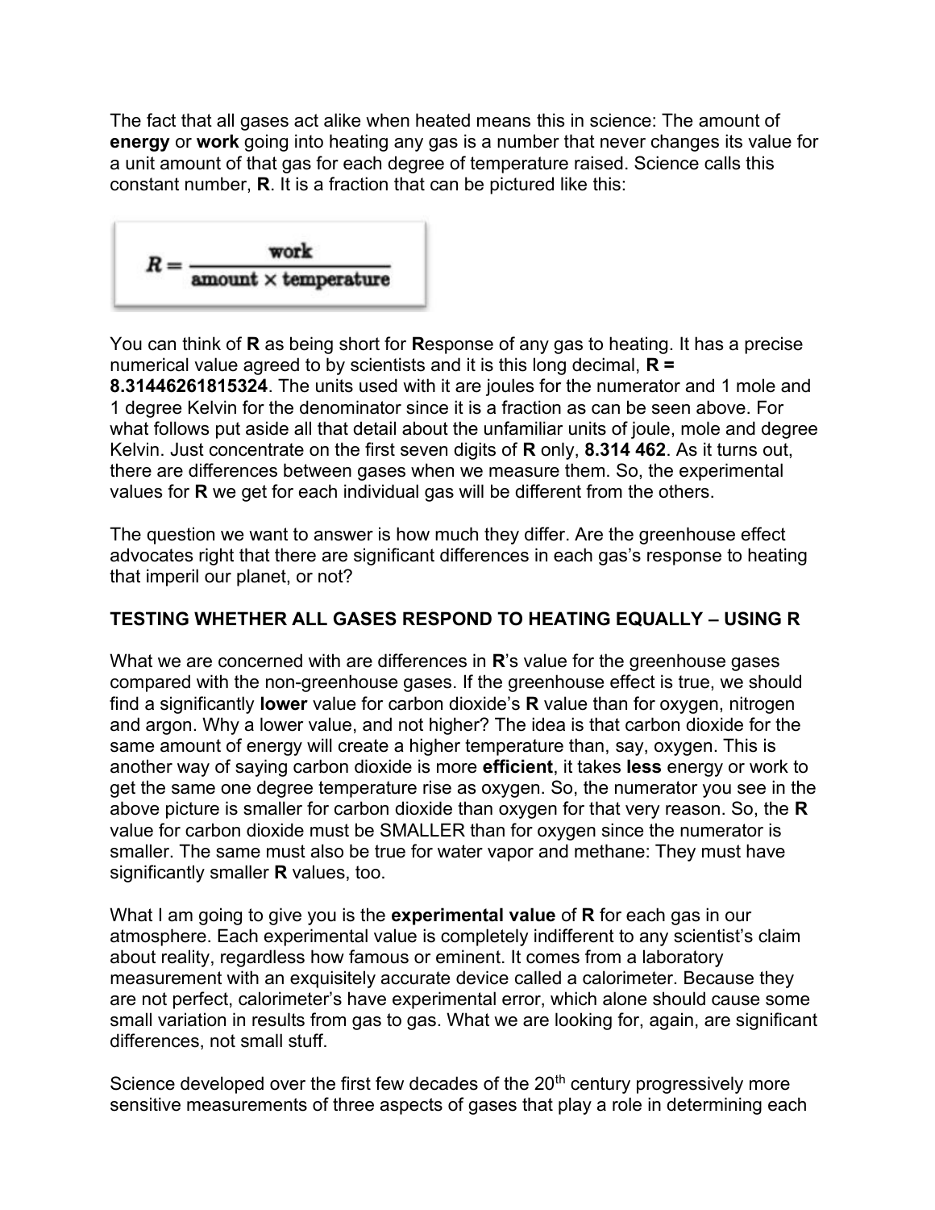The fact that all gases act alike when heated means this in science: The amount of **energy** or **work** going into heating any gas is a number that never changes its value for a unit amount of that gas for each degree of temperature raised. Science calls this constant number, **R**. It is a fraction that can be pictured like this:

$$R = \frac{\text{work}}{\text{amount} \times \text{temperature}}$$

You can think of **R** as being short for **R**esponse of any gas to heating. It has a precise numerical value agreed to by scientists and it is this long decimal, **R = 8.31446261815324**. The units used with it are joules for the numerator and 1 mole and 1 degree Kelvin for the denominator since it is a fraction as can be seen above. For what follows put aside all that detail about the unfamiliar units of joule, mole and degree Kelvin. Just concentrate on the first seven digits of **R** only, **8.314 462**. As it turns out, there are differences between gases when we measure them. So, the experimental values for **R** we get for each individual gas will be different from the others.

The question we want to answer is how much they differ. Are the greenhouse effect advocates right that there are significant differences in each gas's response to heating that imperil our planet, or not?

**TESTING WHETHER ALL GASES RESPOND TO HEATING EQUALLY – USING R**

What we are concerned with are differences in **R**'s value for the greenhouse gases compared with the non-greenhouse gases. If the greenhouse effect is true, we should find a significantly **lower** value for carbon dioxide's **R** value than for oxygen, nitrogen and argon. Why a lower value, and not higher? The idea is that carbon dioxide for the same amount of energy will create a higher temperature than, say, oxygen. This is another way of saying carbon dioxide is more **efficient**, it takes **less** energy or work to get the same one degree temperature rise as oxygen. So, the numerator you see in the above picture is smaller for carbon dioxide than oxygen for that very reason. So, the **R** value for carbon dioxide must be SMALLER than for oxygen since the numerator is smaller. The same must also be true for water vapor and methane: They must have significantly smaller **R** values, too.

What I am going to give you is the **experimental value** of **R** for each gas in our atmosphere. Each experimental value is completely indifferent to any scientist's claim about reality, regardless how famous or eminent. It comes from a laboratory measurement with an exquisitely accurate device called a calorimeter. Because they are not perfect, calorimeter's have experimental error, which alone should cause some small variation in results from gas to gas. What we are looking for, again, are significant differences, not small stuff.

Science developed over the first few decades of the 20th century progressively more sensitive measurements of three aspects of gases that play a role in determining each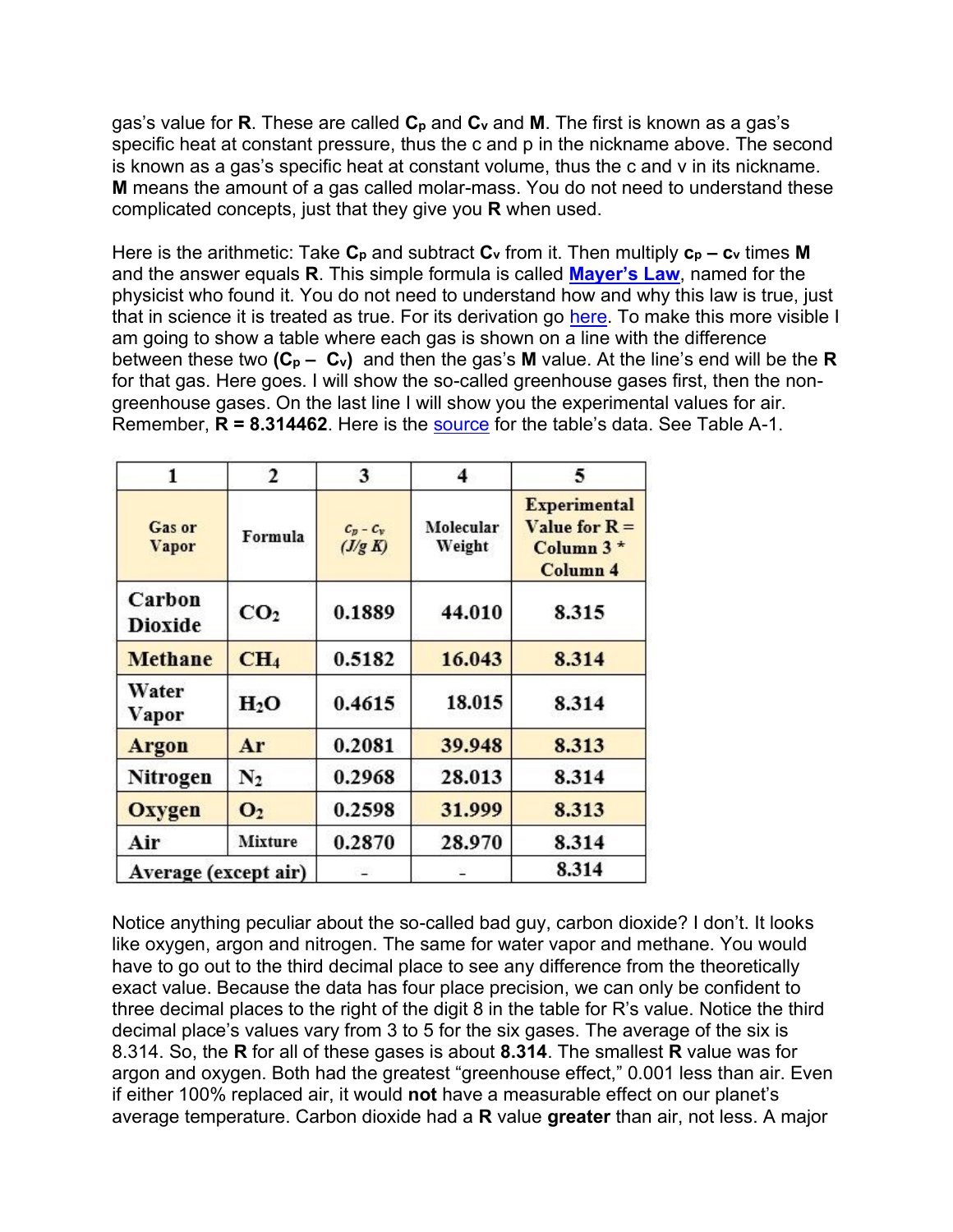gas's value for **R**. These are called $\mathbf{C_p}$ and $\mathbf{C_v}$ and **M**. The first is known as a gas's specific heat at constant pressure, thus the c and p in the nickname above. The second is known as a gas's specific heat at constant volume, thus the c and v in its nickname. **M** means the amount of a gas called molar-mass. You do not need to understand these complicated concepts, just that they give you **R** when used.

Here is the arithmetic: Take $\mathbf{C_p}$ and subtract $\mathbf{C_v}$ from it. Then multiply $\mathbf{c_p - c_v}$ times **M** and the answer equals **R**. This simple formula is called **Mayer's Law**, named for the physicist who found it. You do not need to understand how and why this law is true, just that in science it is treated as true. For its derivation go here. To make this more visible I am going to show a table where each gas is shown on a line with the difference between these two $\mathbf{(C_p - C_v)}$ and then the gas's **M** value. At the line's end will be the **R** for that gas. Here goes. I will show the so-called greenhouse gases first, then the non-greenhouse gases. On the last line I will show you the experimental values for air. Remember, **R = 8.314462**. Here is the source for the table's data. See Table A-1.

| 1 | 2 | 3 | 4 | 5 |
|---|---|---|---|---|
| Gas or Vapor | Formula | $c_p - c_v$ *(J/g K)* | Molecular Weight | Experimental Value for R = Column 3 * Column 4 |
| Carbon Dioxide | $CO_2$ | 0.1889 | 44.010 | 8.315 |
| Methane | $CH_4$ | 0.5182 | 16.043 | 8.314 |
| Water Vapor | $H_2O$ | 0.4615 | 18.015 | 8.314 |
| Argon | Ar | 0.2081 | 39.948 | 8.313 |
| Nitrogen | $N_2$ | 0.2968 | 28.013 | 8.314 |
| Oxygen | $O_2$ | 0.2598 | 31.999 | 8.313 |
| Air | Mixture | 0.2870 | 28.970 | 8.314 |
| Average (except air) | | - | - | 8.314 |

Notice anything peculiar about the so-called bad guy, carbon dioxide? I don't. It looks like oxygen, argon and nitrogen. The same for water vapor and methane. You would have to go out to the third decimal place to see any difference from the theoretically exact value. Because the data has four place precision, we can only be confident to three decimal places to the right of the digit 8 in the table for R's value. Notice the third decimal place's values vary from 3 to 5 for the six gases. The average of the six is 8.314. So, the **R** for all of these gases is about **8.314**. The smallest **R** value was for argon and oxygen. Both had the greatest "greenhouse effect," 0.001 less than air. Even if either 100% replaced air, it would **not** have a measurable effect on our planet's average temperature. Carbon dioxide had a **R** value **greater** than air, not less. A major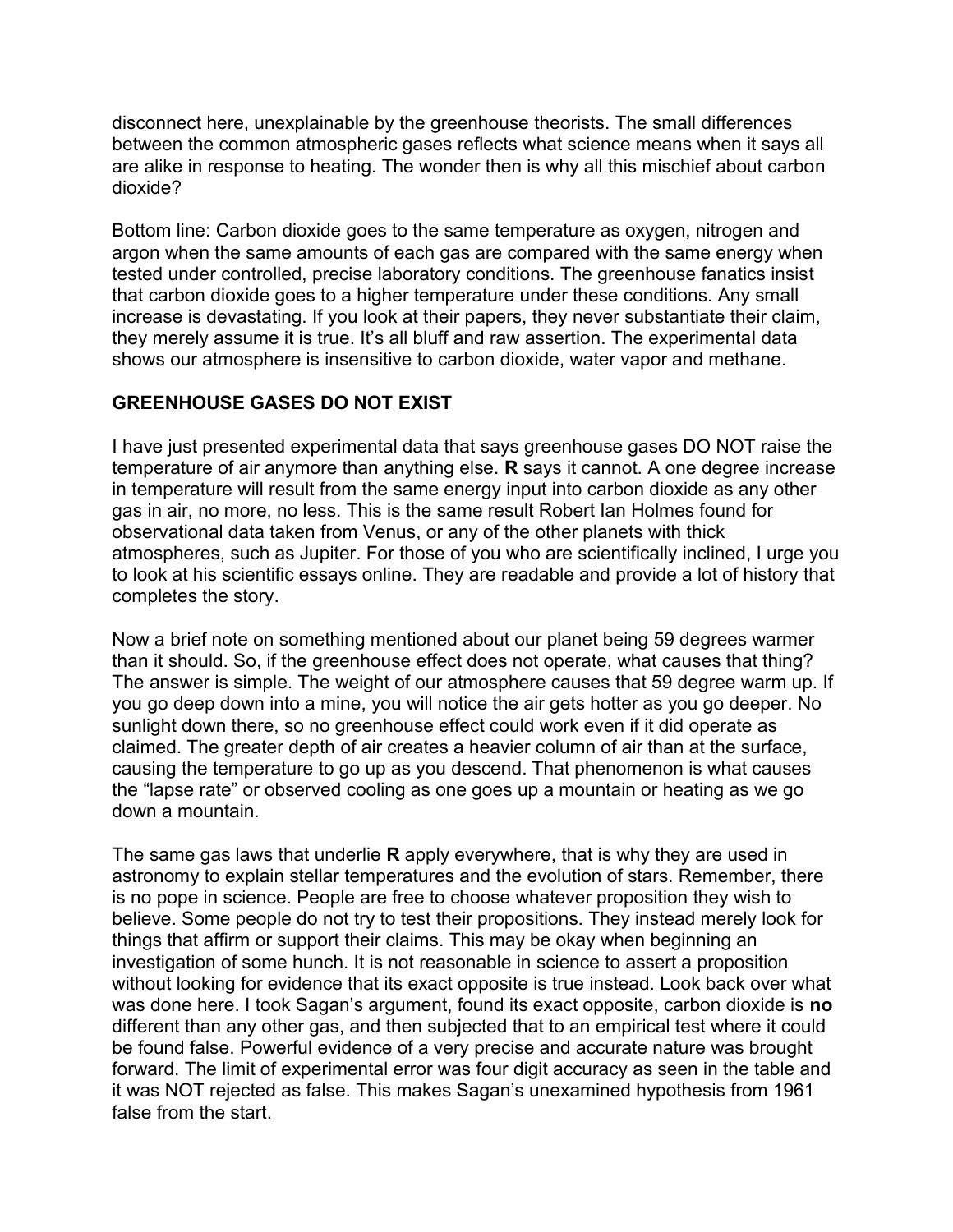disconnect here, unexplainable by the greenhouse theorists. The small differences between the common atmospheric gases reflects what science means when it says all are alike in response to heating. The wonder then is why all this mischief about carbon dioxide?

Bottom line: Carbon dioxide goes to the same temperature as oxygen, nitrogen and argon when the same amounts of each gas are compared with the same energy when tested under controlled, precise laboratory conditions. The greenhouse fanatics insist that carbon dioxide goes to a higher temperature under these conditions. Any small increase is devastating. If you look at their papers, they never substantiate their claim, they merely assume it is true. It's all bluff and raw assertion. The experimental data shows our atmosphere is insensitive to carbon dioxide, water vapor and methane.

## GREENHOUSE GASES DO NOT EXIST

I have just presented experimental data that says greenhouse gases DO NOT raise the temperature of air anymore than anything else. **R** says it cannot. A one degree increase in temperature will result from the same energy input into carbon dioxide as any other gas in air, no more, no less. This is the same result Robert Ian Holmes found for observational data taken from Venus, or any of the other planets with thick atmospheres, such as Jupiter. For those of you who are scientifically inclined, I urge you to look at his scientific essays online. They are readable and provide a lot of history that completes the story.

Now a brief note on something mentioned about our planet being 59 degrees warmer than it should. So, if the greenhouse effect does not operate, what causes that thing? The answer is simple. The weight of our atmosphere causes that 59 degree warm up. If you go deep down into a mine, you will notice the air gets hotter as you go deeper. No sunlight down there, so no greenhouse effect could work even if it did operate as claimed. The greater depth of air creates a heavier column of air than at the surface, causing the temperature to go up as you descend. That phenomenon is what causes the "lapse rate" or observed cooling as one goes up a mountain or heating as we go down a mountain.

The same gas laws that underlie **R** apply everywhere, that is why they are used in astronomy to explain stellar temperatures and the evolution of stars. Remember, there is no pope in science. People are free to choose whatever proposition they wish to believe. Some people do not try to test their propositions. They instead merely look for things that affirm or support their claims. This may be okay when beginning an investigation of some hunch. It is not reasonable in science to assert a proposition without looking for evidence that its exact opposite is true instead. Look back over what was done here. I took Sagan's argument, found its exact opposite, carbon dioxide is **no** different than any other gas, and then subjected that to an empirical test where it could be found false. Powerful evidence of a very precise and accurate nature was brought forward. The limit of experimental error was four digit accuracy as seen in the table and it was NOT rejected as false. This makes Sagan's unexamined hypothesis from 1961 false from the start.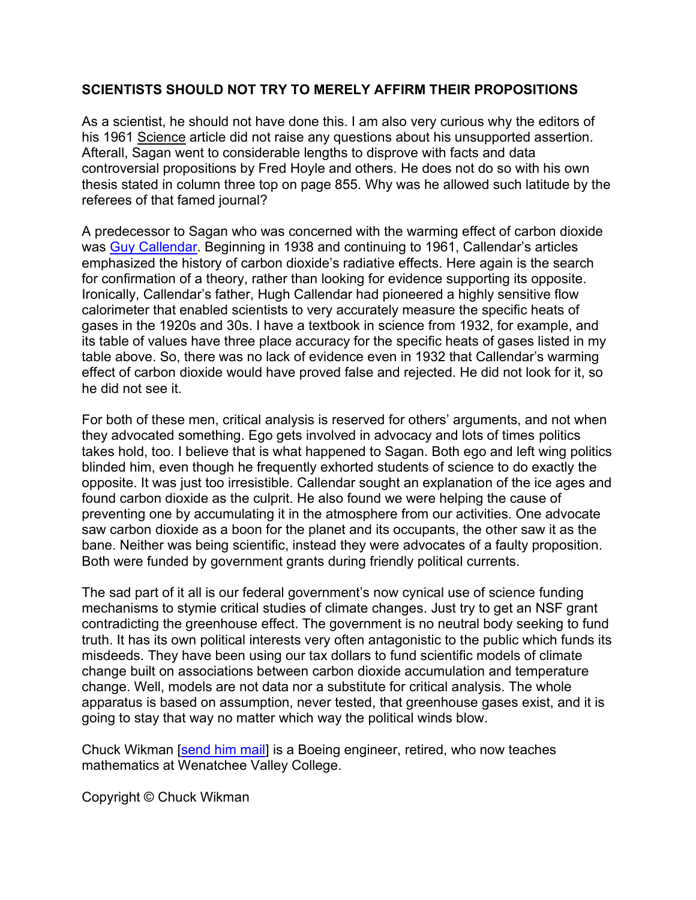**SCIENTISTS SHOULD NOT TRY TO MERELY AFFIRM THEIR PROPOSITIONS**

As a scientist, he should not have done this. I am also very curious why the editors of his 1961 Science article did not raise any questions about his unsupported assertion. Afterall, Sagan went to considerable lengths to disprove with facts and data controversial propositions by Fred Hoyle and others. He does not do so with his own thesis stated in column three top on page 855. Why was he allowed such latitude by the referees of that famed journal?

A predecessor to Sagan who was concerned with the warming effect of carbon dioxide was [Guy Callendar]. Beginning in 1938 and continuing to 1961, Callendar's articles emphasized the history of carbon dioxide's radiative effects. Here again is the search for confirmation of a theory, rather than looking for evidence supporting its opposite. Ironically, Callendar's father, Hugh Callendar had pioneered a highly sensitive flow calorimeter that enabled scientists to very accurately measure the specific heats of gases in the 1920s and 30s. I have a textbook in science from 1932, for example, and its table of values have three place accuracy for the specific heats of gases listed in my table above. So, there was no lack of evidence even in 1932 that Callendar's warming effect of carbon dioxide would have proved false and rejected. He did not look for it, so he did not see it.

For both of these men, critical analysis is reserved for others' arguments, and not when they advocated something. Ego gets involved in advocacy and lots of times politics takes hold, too. I believe that is what happened to Sagan. Both ego and left wing politics blinded him, even though he frequently exhorted students of science to do exactly the opposite. It was just too irresistible. Callendar sought an explanation of the ice ages and found carbon dioxide as the culprit. He also found we were helping the cause of preventing one by accumulating it in the atmosphere from our activities. One advocate saw carbon dioxide as a boon for the planet and its occupants, the other saw it as the bane. Neither was being scientific, instead they were advocates of a faulty proposition. Both were funded by government grants during friendly political currents.

The sad part of it all is our federal government's now cynical use of science funding mechanisms to stymie critical studies of climate changes. Just try to get an NSF grant contradicting the greenhouse effect. The government is no neutral body seeking to fund truth. It has its own political interests very often antagonistic to the public which funds its misdeeds. They have been using our tax dollars to fund scientific models of climate change built on associations between carbon dioxide accumulation and temperature change. Well, models are not data nor a substitute for critical analysis. The whole apparatus is based on assumption, never tested, that greenhouse gases exist, and it is going to stay that way no matter which way the political winds blow.

Chuck Wikman [send him mail] is a Boeing engineer, retired, who now teaches mathematics at Wenatchee Valley College.

Copyright © Chuck Wikman